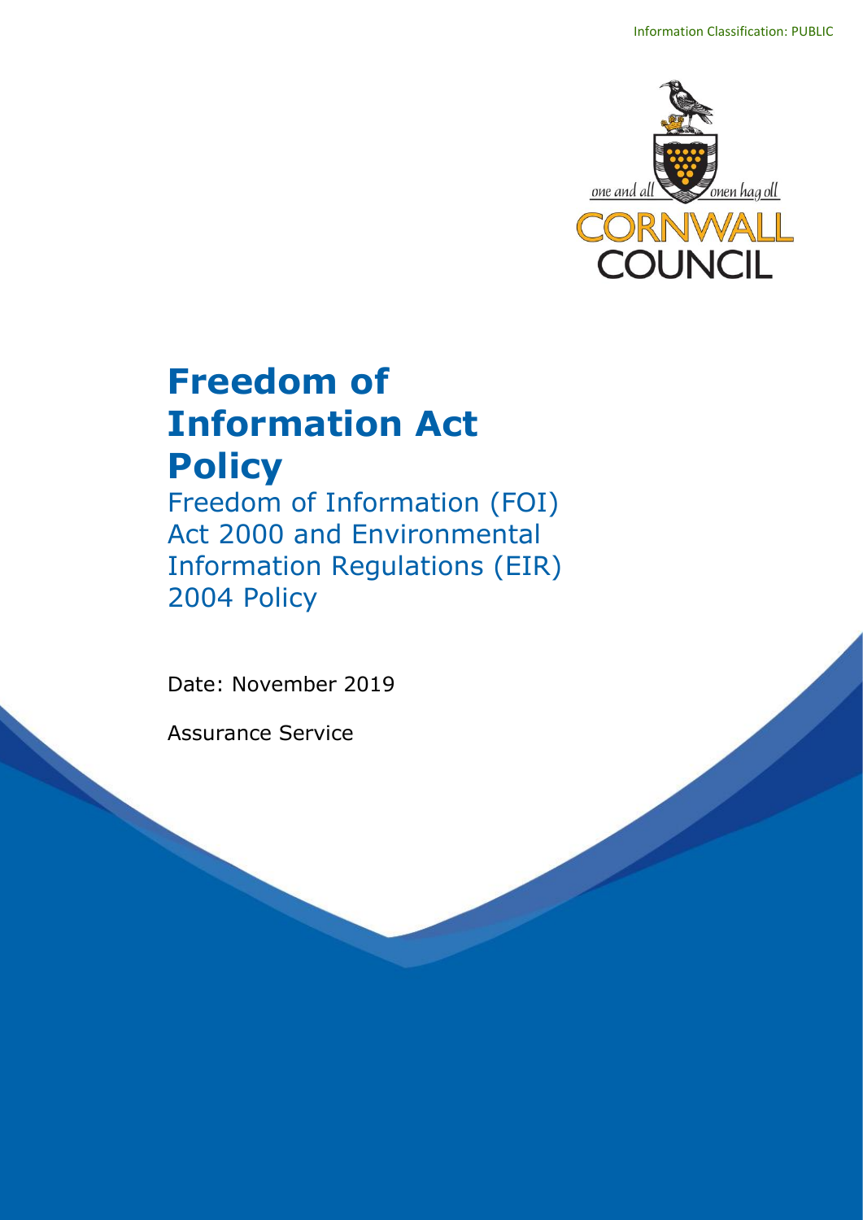Information Classification: PUBLIC

one and all — onen hag oll

CORNWALL COUNCIL

# Freedom of Information Act Policy

## Freedom of Information (FOI) Act 2000 and Environmental Information Regulations (EIR) 2004 Policy

Date: November 2019

Assurance Service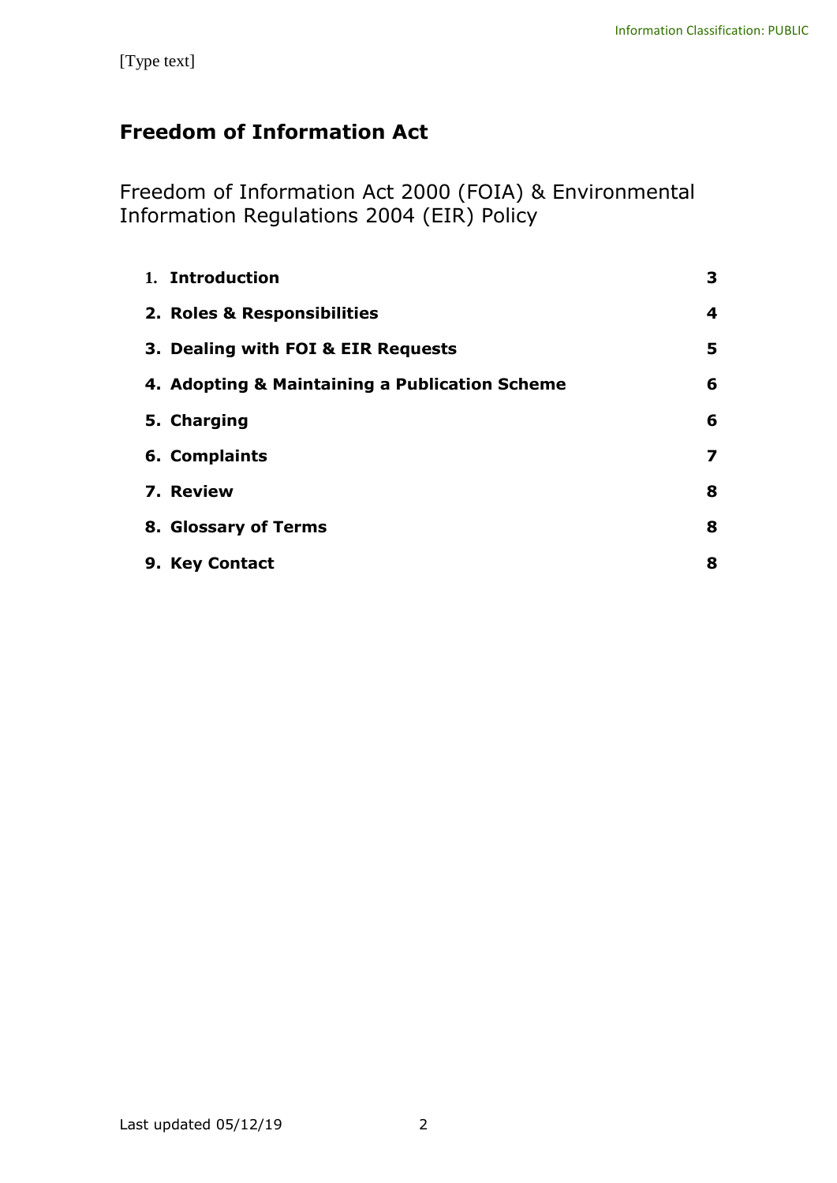# Freedom of Information Act

## Freedom of Information Act 2000 (FOIA) & Environmental Information Regulations 2004 (EIR) Policy

| | |
|---|---|
| **1. Introduction** | **3** |
| **2. Roles & Responsibilities** | **4** |
| **3. Dealing with FOI & EIR Requests** | **5** |
| **4. Adopting & Maintaining a Publication Scheme** | **6** |
| **5. Charging** | **6** |
| **6. Complaints** | **7** |
| **7. Review** | **8** |
| **8. Glossary of Terms** | **8** |
| **9. Key Contact** | **8** |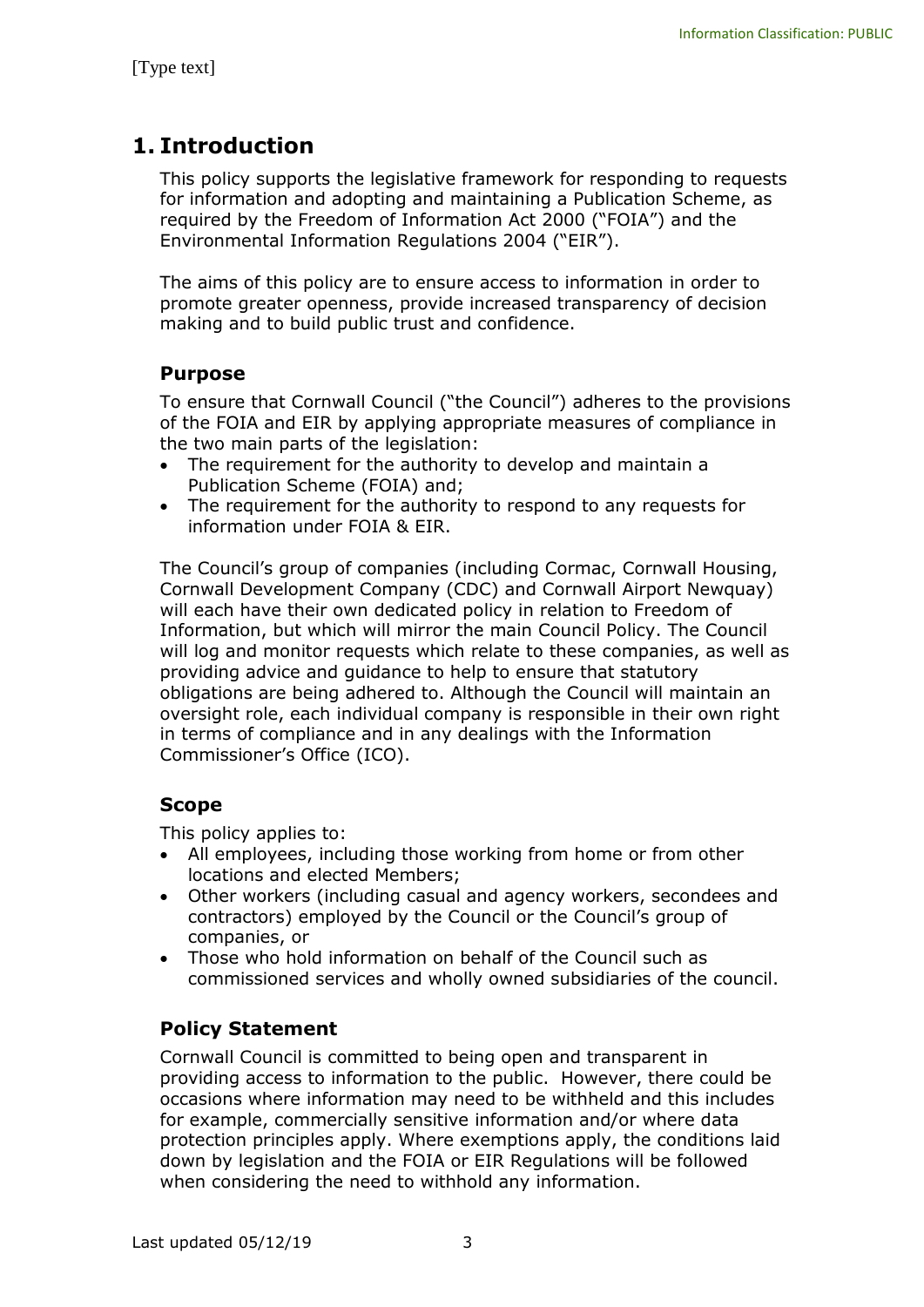# 1. Introduction

This policy supports the legislative framework for responding to requests for information and adopting and maintaining a Publication Scheme, as required by the Freedom of Information Act 2000 ("FOIA") and the Environmental Information Regulations 2004 ("EIR").

The aims of this policy are to ensure access to information in order to promote greater openness, provide increased transparency of decision making and to build public trust and confidence.

## Purpose

To ensure that Cornwall Council ("the Council") adheres to the provisions of the FOIA and EIR by applying appropriate measures of compliance in the two main parts of the legislation:

- The requirement for the authority to develop and maintain a Publication Scheme (FOIA) and;
- The requirement for the authority to respond to any requests for information under FOIA & EIR.

The Council's group of companies (including Cormac, Cornwall Housing, Cornwall Development Company (CDC) and Cornwall Airport Newquay) will each have their own dedicated policy in relation to Freedom of Information, but which will mirror the main Council Policy. The Council will log and monitor requests which relate to these companies, as well as providing advice and guidance to help to ensure that statutory obligations are being adhered to. Although the Council will maintain an oversight role, each individual company is responsible in their own right in terms of compliance and in any dealings with the Information Commissioner's Office (ICO).

## Scope

This policy applies to:

- All employees, including those working from home or from other locations and elected Members;
- Other workers (including casual and agency workers, secondees and contractors) employed by the Council or the Council's group of companies, or
- Those who hold information on behalf of the Council such as commissioned services and wholly owned subsidiaries of the council.

## Policy Statement

Cornwall Council is committed to being open and transparent in providing access to information to the public. However, there could be occasions where information may need to be withheld and this includes for example, commercially sensitive information and/or where data protection principles apply. Where exemptions apply, the conditions laid down by legislation and the FOIA or EIR Regulations will be followed when considering the need to withhold any information.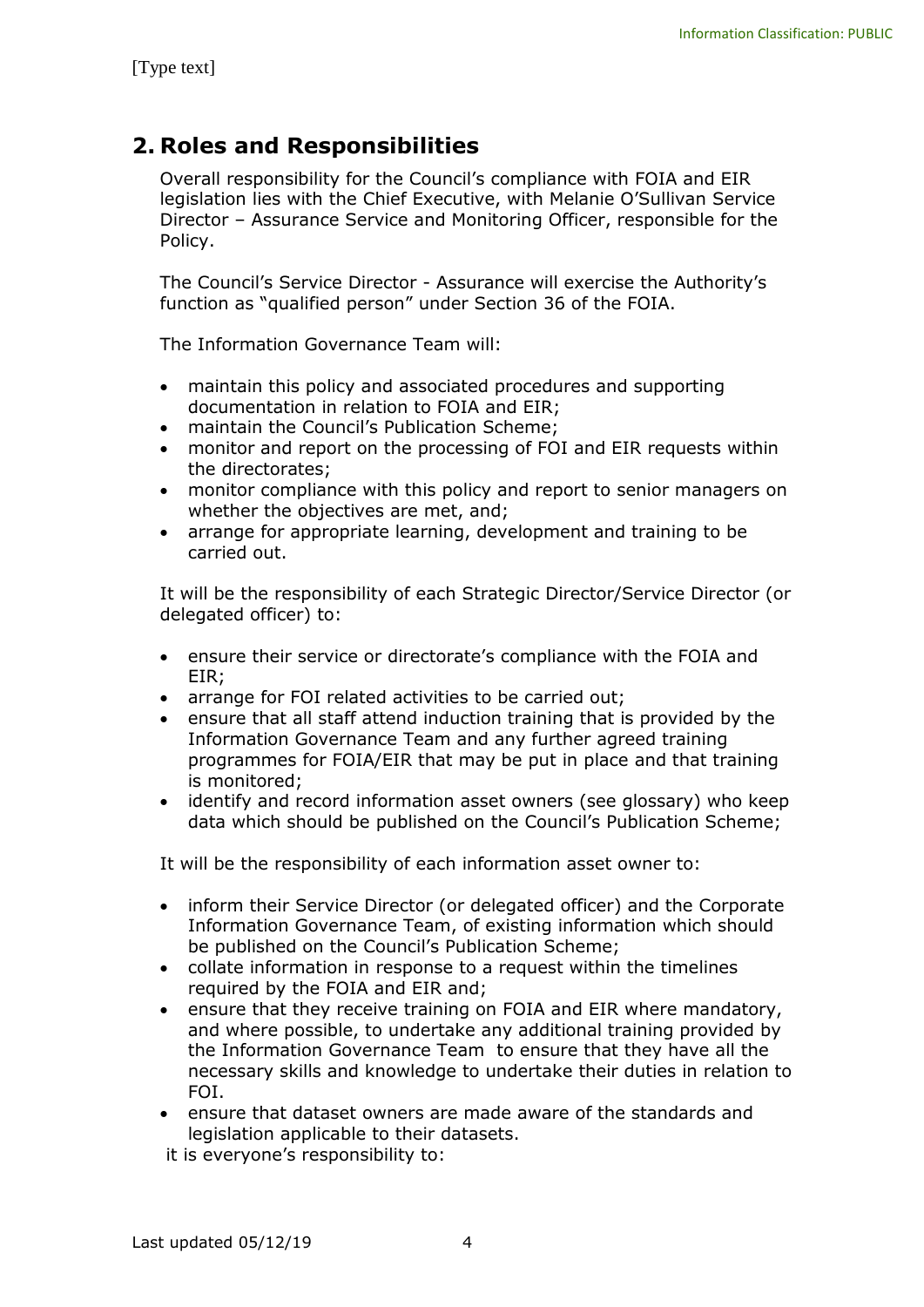## 2. Roles and Responsibilities

Overall responsibility for the Council's compliance with FOIA and EIR legislation lies with the Chief Executive, with Melanie O'Sullivan Service Director – Assurance Service and Monitoring Officer, responsible for the Policy.

The Council's Service Director - Assurance will exercise the Authority's function as "qualified person" under Section 36 of the FOIA.

The Information Governance Team will:

- maintain this policy and associated procedures and supporting documentation in relation to FOIA and EIR;
- maintain the Council's Publication Scheme;
- monitor and report on the processing of FOI and EIR requests within the directorates;
- monitor compliance with this policy and report to senior managers on whether the objectives are met, and;
- arrange for appropriate learning, development and training to be carried out.

It will be the responsibility of each Strategic Director/Service Director (or delegated officer) to:

- ensure their service or directorate's compliance with the FOIA and EIR;
- arrange for FOI related activities to be carried out;
- ensure that all staff attend induction training that is provided by the Information Governance Team and any further agreed training programmes for FOIA/EIR that may be put in place and that training is monitored;
- identify and record information asset owners (see glossary) who keep data which should be published on the Council's Publication Scheme;

It will be the responsibility of each information asset owner to:

- inform their Service Director (or delegated officer) and the Corporate Information Governance Team, of existing information which should be published on the Council's Publication Scheme;
- collate information in response to a request within the timelines required by the FOIA and EIR and;
- ensure that they receive training on FOIA and EIR where mandatory, and where possible, to undertake any additional training provided by the Information Governance Team to ensure that they have all the necessary skills and knowledge to undertake their duties in relation to FOI.
- ensure that dataset owners are made aware of the standards and legislation applicable to their datasets.

it is everyone's responsibility to: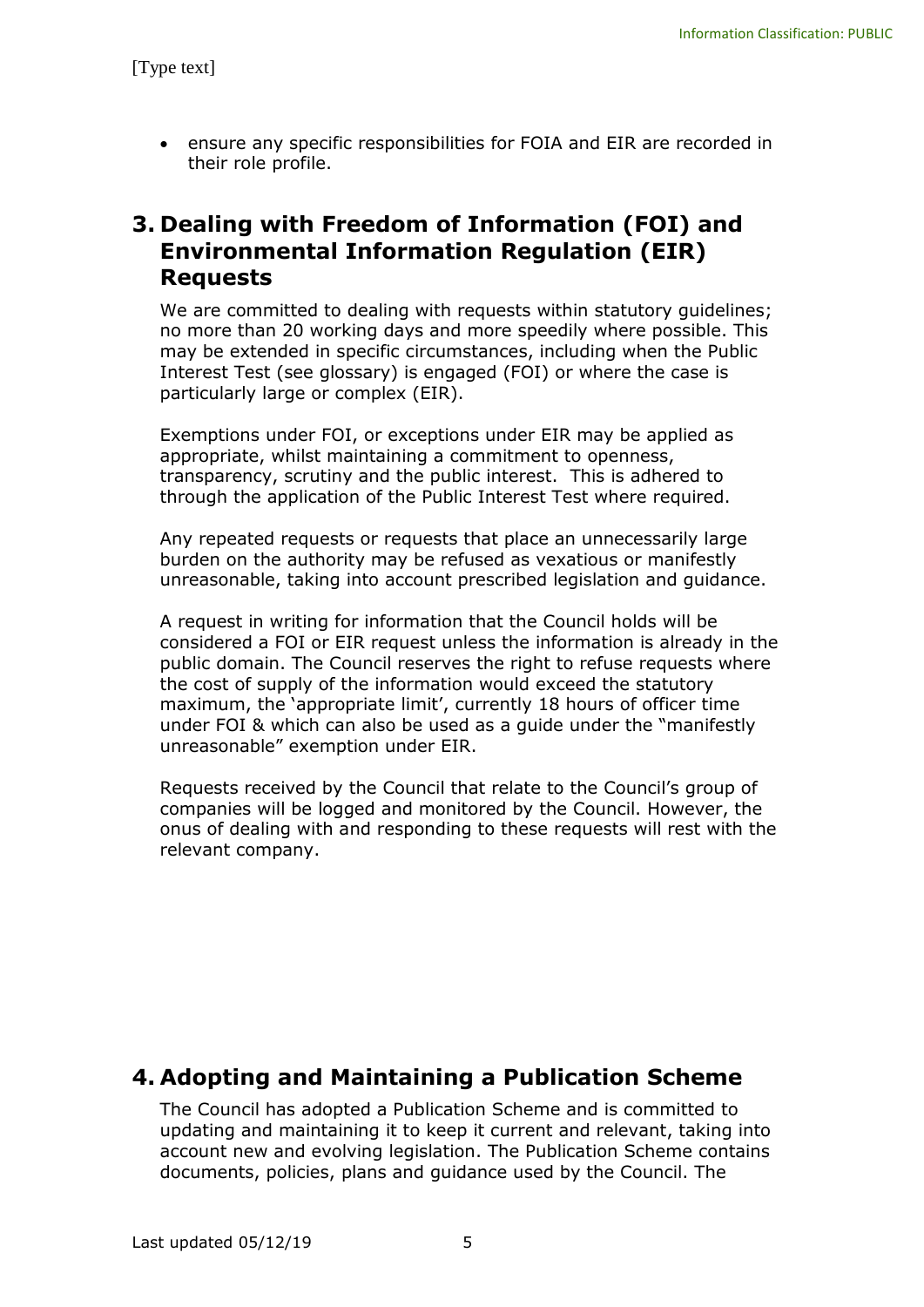- ensure any specific responsibilities for FOIA and EIR are recorded in their role profile.

## 3. Dealing with Freedom of Information (FOI) and Environmental Information Regulation (EIR) Requests

We are committed to dealing with requests within statutory guidelines; no more than 20 working days and more speedily where possible. This may be extended in specific circumstances, including when the Public Interest Test (see glossary) is engaged (FOI) or where the case is particularly large or complex (EIR).

Exemptions under FOI, or exceptions under EIR may be applied as appropriate, whilst maintaining a commitment to openness, transparency, scrutiny and the public interest. This is adhered to through the application of the Public Interest Test where required.

Any repeated requests or requests that place an unnecessarily large burden on the authority may be refused as vexatious or manifestly unreasonable, taking into account prescribed legislation and guidance.

A request in writing for information that the Council holds will be considered a FOI or EIR request unless the information is already in the public domain. The Council reserves the right to refuse requests where the cost of supply of the information would exceed the statutory maximum, the 'appropriate limit', currently 18 hours of officer time under FOI & which can also be used as a guide under the "manifestly unreasonable" exemption under EIR.

Requests received by the Council that relate to the Council's group of companies will be logged and monitored by the Council. However, the onus of dealing with and responding to these requests will rest with the relevant company.

## 4. Adopting and Maintaining a Publication Scheme

The Council has adopted a Publication Scheme and is committed to updating and maintaining it to keep it current and relevant, taking into account new and evolving legislation. The Publication Scheme contains documents, policies, plans and guidance used by the Council. The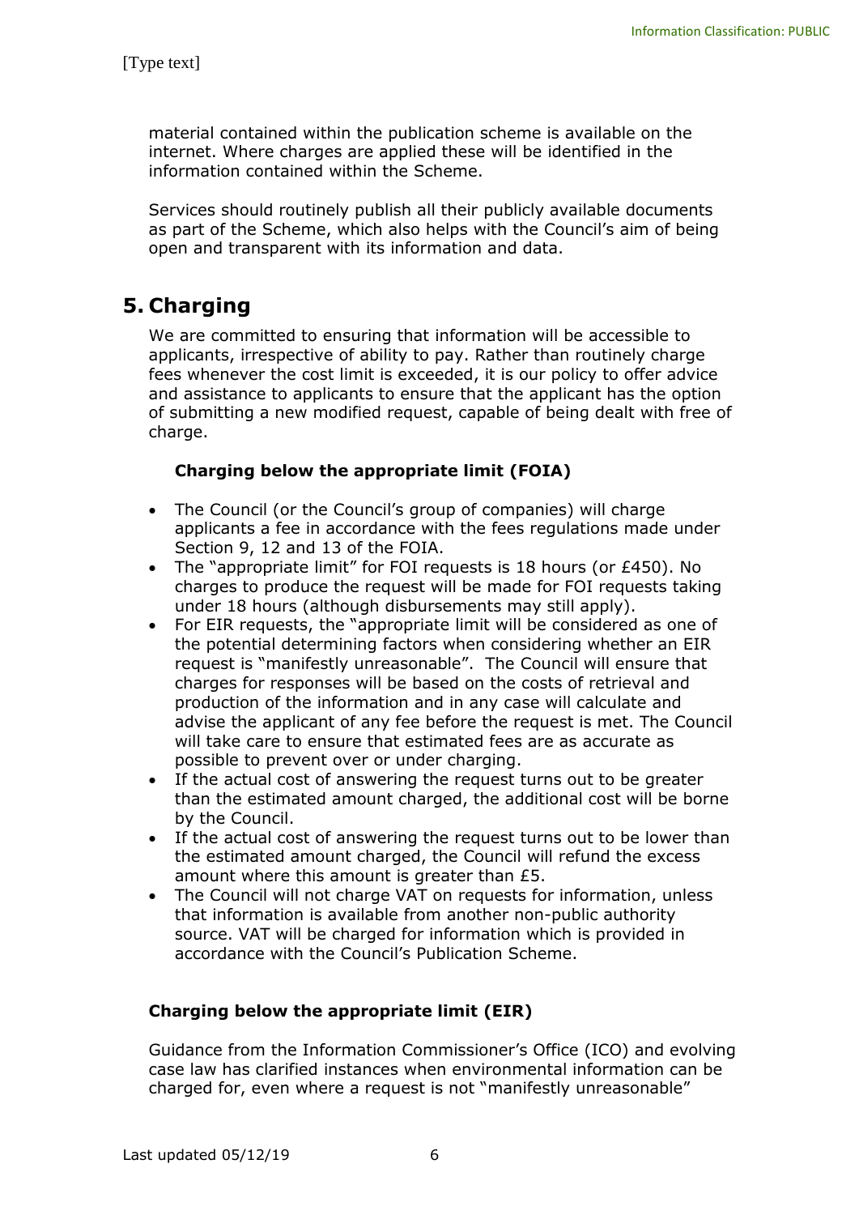material contained within the publication scheme is available on the internet. Where charges are applied these will be identified in the information contained within the Scheme.

Services should routinely publish all their publicly available documents as part of the Scheme, which also helps with the Council's aim of being open and transparent with its information and data.

## 5. Charging

We are committed to ensuring that information will be accessible to applicants, irrespective of ability to pay. Rather than routinely charge fees whenever the cost limit is exceeded, it is our policy to offer advice and assistance to applicants to ensure that the applicant has the option of submitting a new modified request, capable of being dealt with free of charge.

### Charging below the appropriate limit (FOIA)

- The Council (or the Council's group of companies) will charge applicants a fee in accordance with the fees regulations made under Section 9, 12 and 13 of the FOIA.
- The "appropriate limit" for FOI requests is 18 hours (or £450). No charges to produce the request will be made for FOI requests taking under 18 hours (although disbursements may still apply).
- For EIR requests, the "appropriate limit will be considered as one of the potential determining factors when considering whether an EIR request is "manifestly unreasonable". The Council will ensure that charges for responses will be based on the costs of retrieval and production of the information and in any case will calculate and advise the applicant of any fee before the request is met. The Council will take care to ensure that estimated fees are as accurate as possible to prevent over or under charging.
- If the actual cost of answering the request turns out to be greater than the estimated amount charged, the additional cost will be borne by the Council.
- If the actual cost of answering the request turns out to be lower than the estimated amount charged, the Council will refund the excess amount where this amount is greater than £5.
- The Council will not charge VAT on requests for information, unless that information is available from another non-public authority source. VAT will be charged for information which is provided in accordance with the Council's Publication Scheme.

### Charging below the appropriate limit (EIR)

Guidance from the Information Commissioner's Office (ICO) and evolving case law has clarified instances when environmental information can be charged for, even where a request is not "manifestly unreasonable"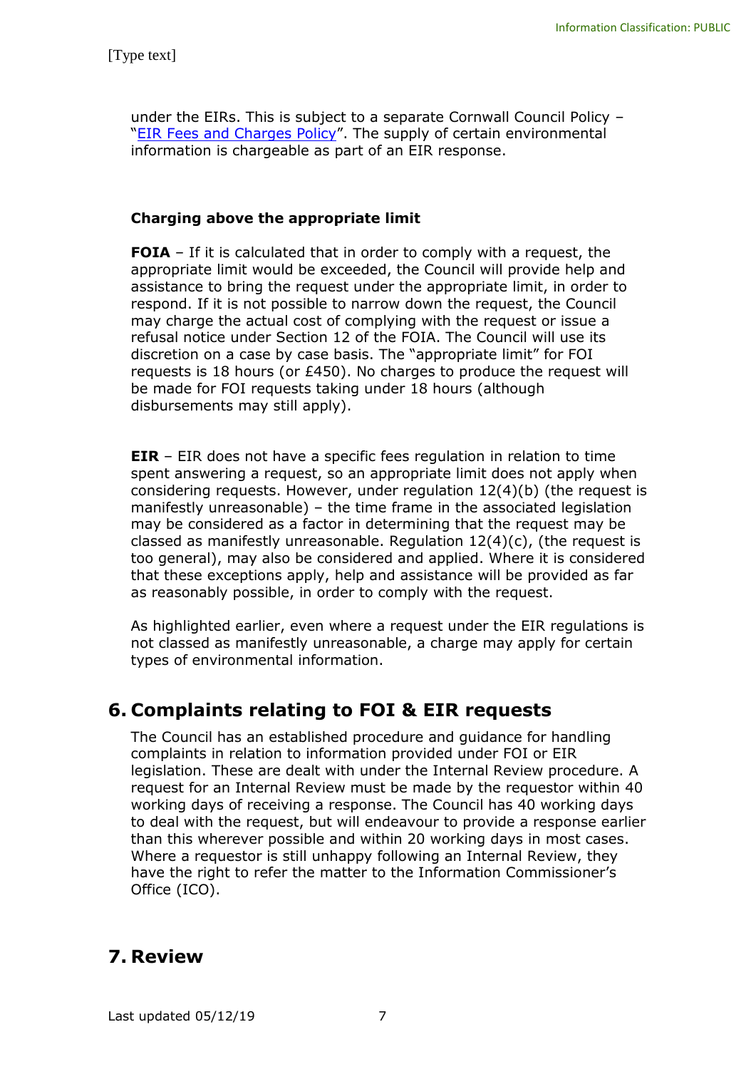under the EIRs. This is subject to a separate Cornwall Council Policy – "EIR Fees and Charges Policy". The supply of certain environmental information is chargeable as part of an EIR response.

**Charging above the appropriate limit**

**FOIA** – If it is calculated that in order to comply with a request, the appropriate limit would be exceeded, the Council will provide help and assistance to bring the request under the appropriate limit, in order to respond. If it is not possible to narrow down the request, the Council may charge the actual cost of complying with the request or issue a refusal notice under Section 12 of the FOIA. The Council will use its discretion on a case by case basis. The "appropriate limit" for FOI requests is 18 hours (or £450). No charges to produce the request will be made for FOI requests taking under 18 hours (although disbursements may still apply).

**EIR** – EIR does not have a specific fees regulation in relation to time spent answering a request, so an appropriate limit does not apply when considering requests. However, under regulation 12(4)(b) (the request is manifestly unreasonable) – the time frame in the associated legislation may be considered as a factor in determining that the request may be classed as manifestly unreasonable. Regulation 12(4)(c), (the request is too general), may also be considered and applied. Where it is considered that these exceptions apply, help and assistance will be provided as far as reasonably possible, in order to comply with the request.

As highlighted earlier, even where a request under the EIR regulations is not classed as manifestly unreasonable, a charge may apply for certain types of environmental information.

## 6. Complaints relating to FOI & EIR requests

The Council has an established procedure and guidance for handling complaints in relation to information provided under FOI or EIR legislation. These are dealt with under the Internal Review procedure. A request for an Internal Review must be made by the requestor within 40 working days of receiving a response. The Council has 40 working days to deal with the request, but will endeavour to provide a response earlier than this wherever possible and within 20 working days in most cases. Where a requestor is still unhappy following an Internal Review, they have the right to refer the matter to the Information Commissioner's Office (ICO).

## 7. Review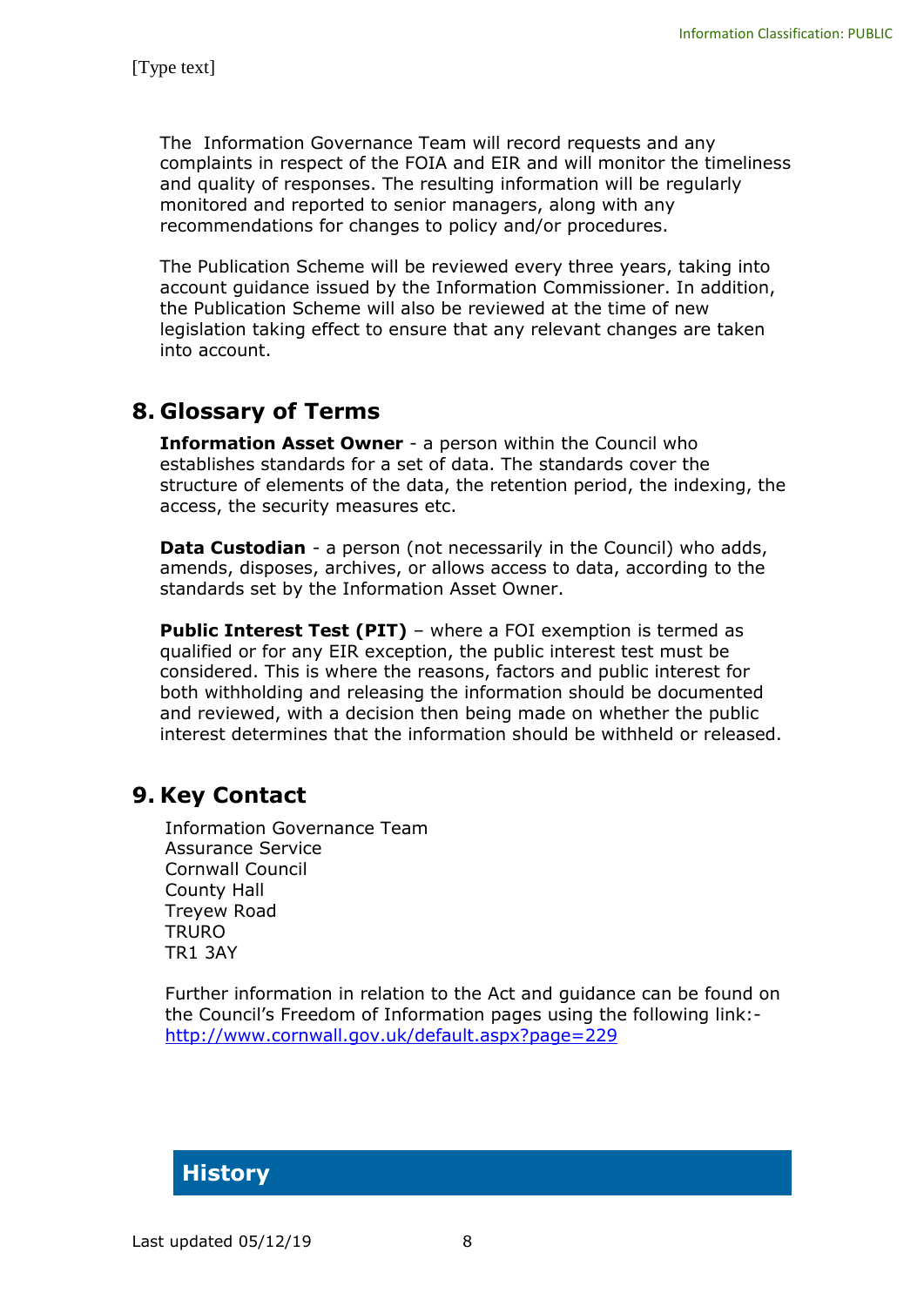The Information Governance Team will record requests and any complaints in respect of the FOIA and EIR and will monitor the timeliness and quality of responses. The resulting information will be regularly monitored and reported to senior managers, along with any recommendations for changes to policy and/or procedures.

The Publication Scheme will be reviewed every three years, taking into account guidance issued by the Information Commissioner. In addition, the Publication Scheme will also be reviewed at the time of new legislation taking effect to ensure that any relevant changes are taken into account.

## 8. Glossary of Terms

**Information Asset Owner** - a person within the Council who establishes standards for a set of data. The standards cover the structure of elements of the data, the retention period, the indexing, the access, the security measures etc.

**Data Custodian** - a person (not necessarily in the Council) who adds, amends, disposes, archives, or allows access to data, according to the standards set by the Information Asset Owner.

**Public Interest Test (PIT)** – where a FOI exemption is termed as qualified or for any EIR exception, the public interest test must be considered. This is where the reasons, factors and public interest for both withholding and releasing the information should be documented and reviewed, with a decision then being made on whether the public interest determines that the information should be withheld or released.

## 9. Key Contact

Information Governance Team
Assurance Service
Cornwall Council
County Hall
Treyew Road
TRURO
TR1 3AY

Further information in relation to the Act and guidance can be found on the Council's Freedom of Information pages using the following link:- [http://www.cornwall.gov.uk/default.aspx?page=229](http://www.cornwall.gov.uk/default.aspx?page=229)

## History

Last updated 05/12/19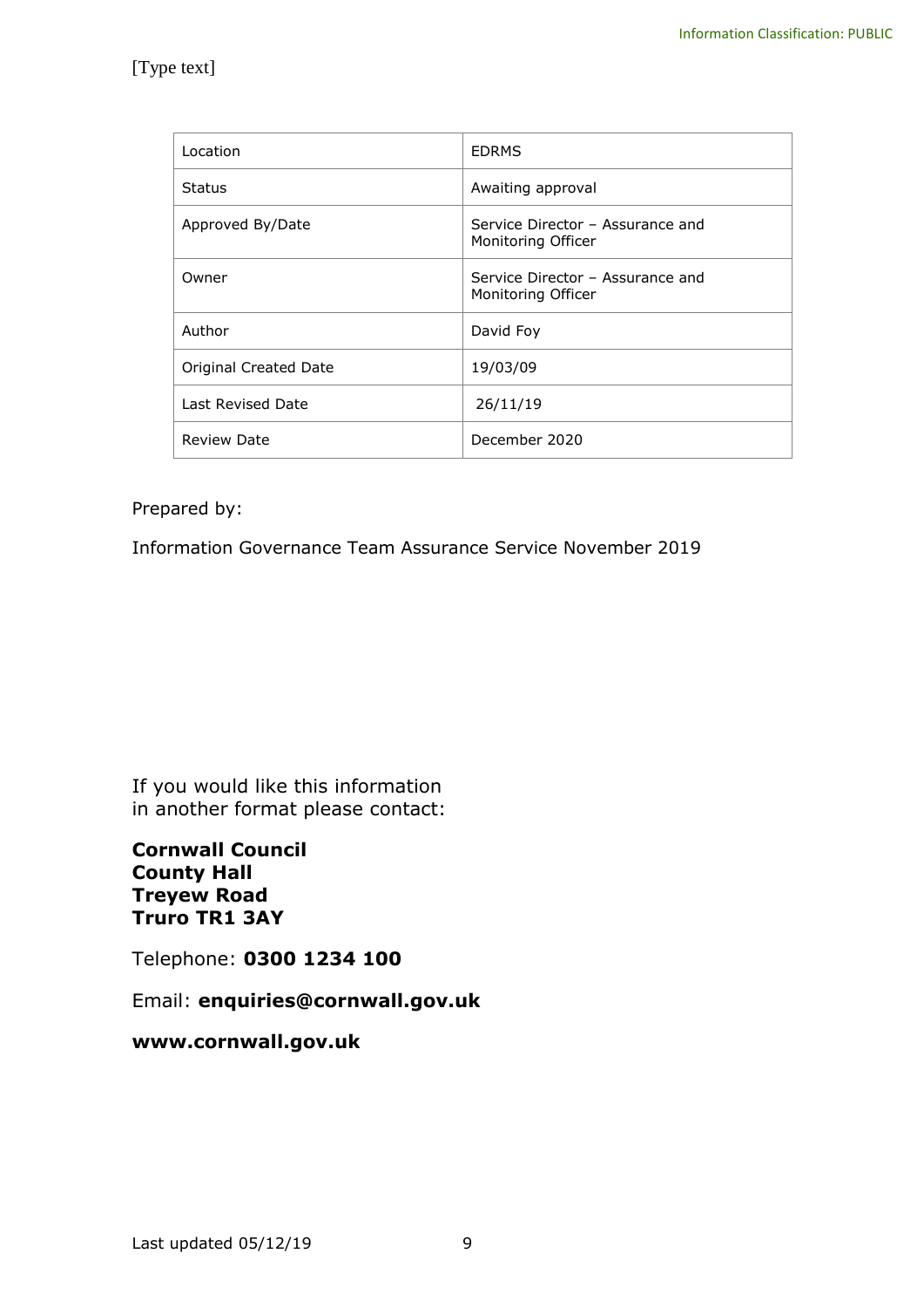| | |
|---|---|
| Location | EDRMS |
| Status | Awaiting approval |
| Approved By/Date | Service Director – Assurance and Monitoring Officer |
| Owner | Service Director – Assurance and Monitoring Officer |
| Author | David Foy |
| Original Created Date | 19/03/09 |
| Last Revised Date | 26/11/19 |
| Review Date | December 2020 |

Prepared by:

Information Governance Team Assurance Service November 2019

If you would like this information in another format please contact:

**Cornwall Council**
**County Hall**
**Treyew Road**
**Truro TR1 3AY**

Telephone: **0300 1234 100**

Email: **enquiries@cornwall.gov.uk**

**www.cornwall.gov.uk**